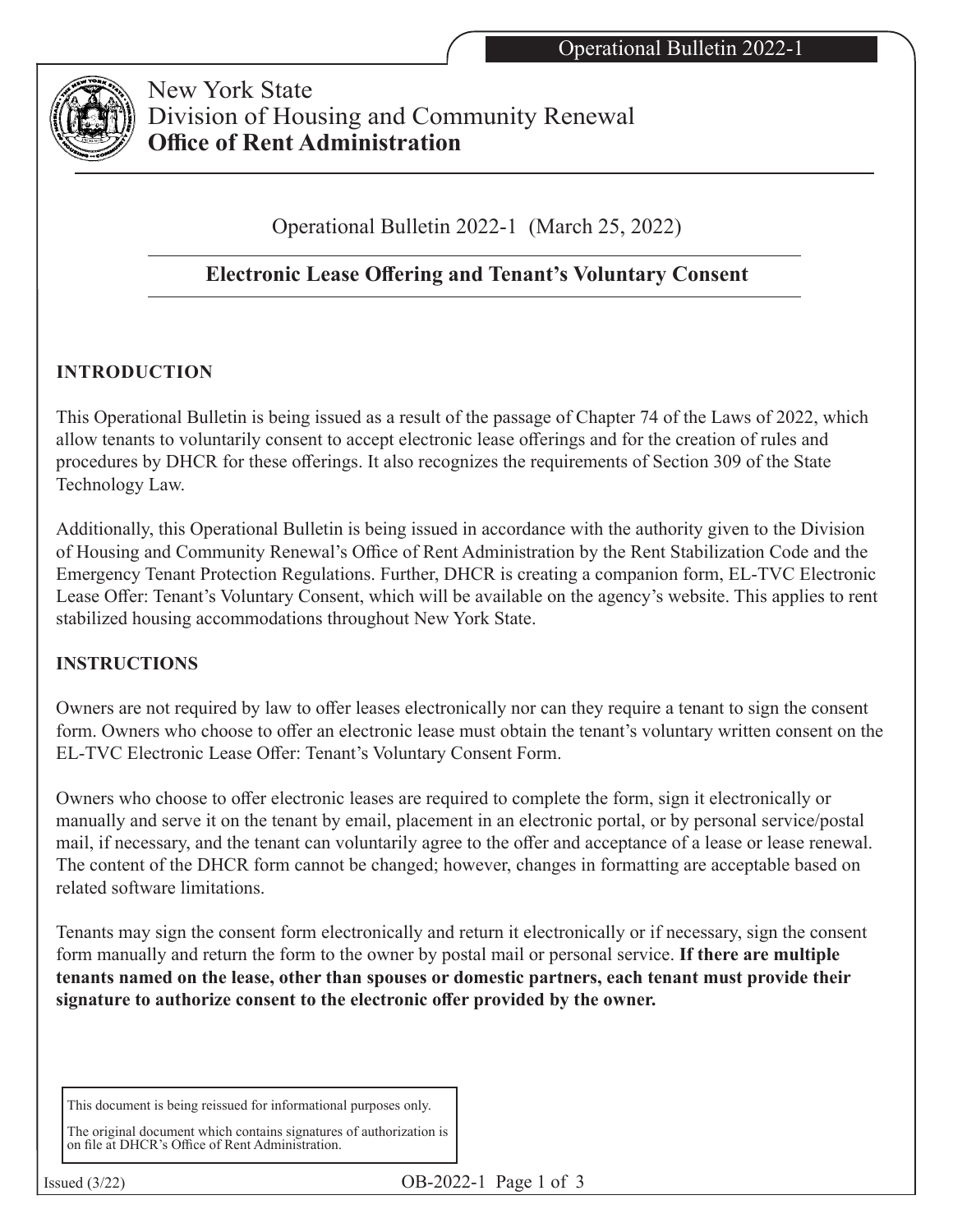# New York State
## Division of Housing and Community Renewal
## **Office of Rent Administration**

Operational Bulletin 2022-1 (March 25, 2022)

### **Electronic Lease Offering and Tenant's Voluntary Consent**

**INTRODUCTION**

This Operational Bulletin is being issued as a result of the passage of Chapter 74 of the Laws of 2022, which allow tenants to voluntarily consent to accept electronic lease offerings and for the creation of rules and procedures by DHCR for these offerings. It also recognizes the requirements of Section 309 of the State Technology Law.

Additionally, this Operational Bulletin is being issued in accordance with the authority given to the Division of Housing and Community Renewal's Office of Rent Administration by the Rent Stabilization Code and the Emergency Tenant Protection Regulations. Further, DHCR is creating a companion form, EL-TVC Electronic Lease Offer: Tenant's Voluntary Consent, which will be available on the agency's website. This applies to rent stabilized housing accommodations throughout New York State.

**INSTRUCTIONS**

Owners are not required by law to offer leases electronically nor can they require a tenant to sign the consent form. Owners who choose to offer an electronic lease must obtain the tenant's voluntary written consent on the EL-TVC Electronic Lease Offer: Tenant's Voluntary Consent Form.

Owners who choose to offer electronic leases are required to complete the form, sign it electronically or manually and serve it on the tenant by email, placement in an electronic portal, or by personal service/postal mail, if necessary, and the tenant can voluntarily agree to the offer and acceptance of a lease or lease renewal. The content of the DHCR form cannot be changed; however, changes in formatting are acceptable based on related software limitations.

Tenants may sign the consent form electronically and return it electronically or if necessary, sign the consent form manually and return the form to the owner by postal mail or personal service. **If there are multiple tenants named on the lease, other than spouses or domestic partners, each tenant must provide their signature to authorize consent to the electronic offer provided by the owner.**

This document is being reissued for informational purposes only.

The original document which contains signatures of authorization is on file at DHCR's Office of Rent Administration.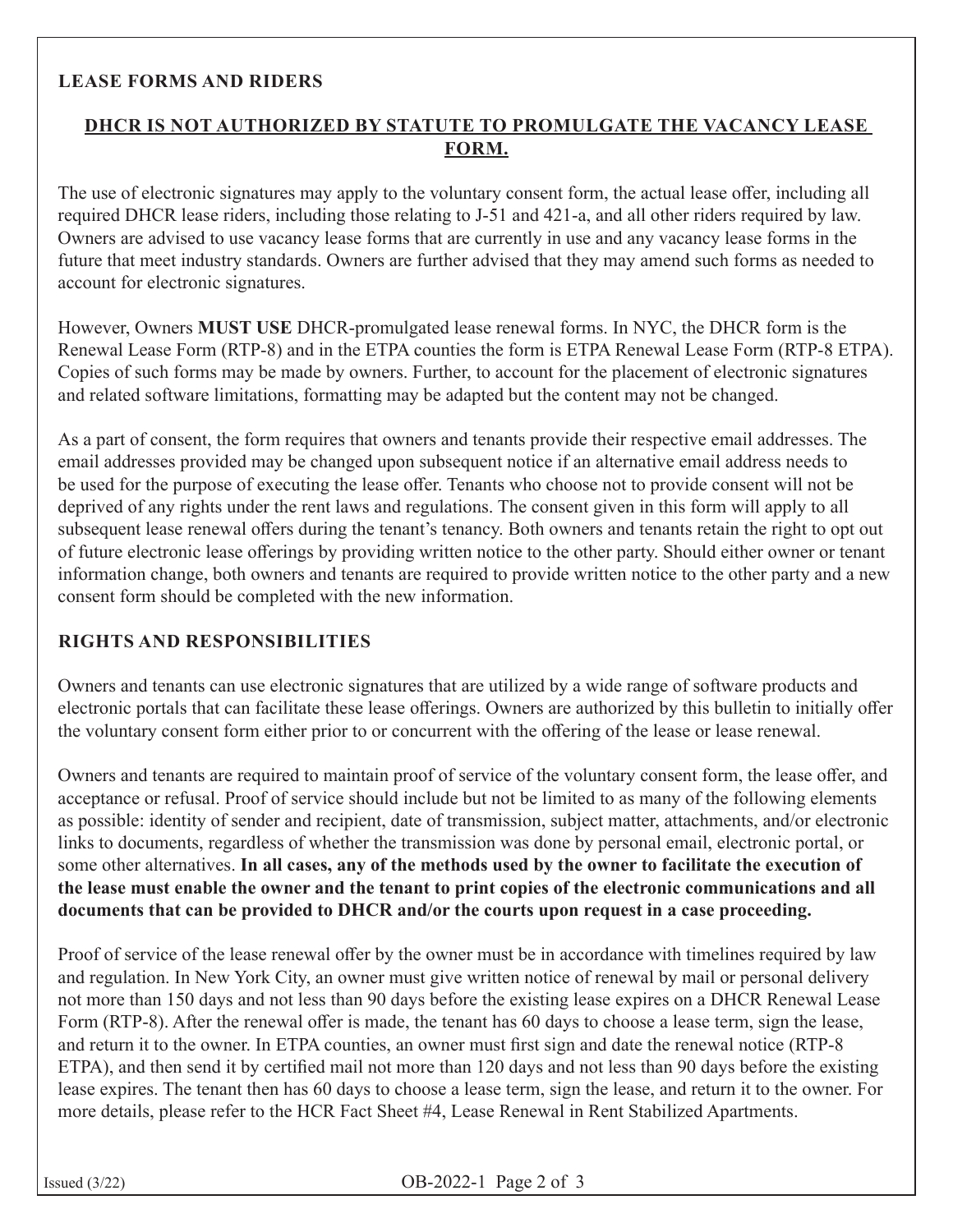## LEASE FORMS AND RIDERS

**DHCR IS NOT AUTHORIZED BY STATUTE TO PROMULGATE THE VACANCY LEASE FORM.**

The use of electronic signatures may apply to the voluntary consent form, the actual lease offer, including all required DHCR lease riders, including those relating to J-51 and 421-a, and all other riders required by law. Owners are advised to use vacancy lease forms that are currently in use and any vacancy lease forms in the future that meet industry standards. Owners are further advised that they may amend such forms as needed to account for electronic signatures.

However, Owners **MUST USE** DHCR-promulgated lease renewal forms. In NYC, the DHCR form is the Renewal Lease Form (RTP-8) and in the ETPA counties the form is ETPA Renewal Lease Form (RTP-8 ETPA). Copies of such forms may be made by owners. Further, to account for the placement of electronic signatures and related software limitations, formatting may be adapted but the content may not be changed.

As a part of consent, the form requires that owners and tenants provide their respective email addresses. The email addresses provided may be changed upon subsequent notice if an alternative email address needs to be used for the purpose of executing the lease offer. Tenants who choose not to provide consent will not be deprived of any rights under the rent laws and regulations. The consent given in this form will apply to all subsequent lease renewal offers during the tenant's tenancy. Both owners and tenants retain the right to opt out of future electronic lease offerings by providing written notice to the other party. Should either owner or tenant information change, both owners and tenants are required to provide written notice to the other party and a new consent form should be completed with the new information.

## RIGHTS AND RESPONSIBILITIES

Owners and tenants can use electronic signatures that are utilized by a wide range of software products and electronic portals that can facilitate these lease offerings. Owners are authorized by this bulletin to initially offer the voluntary consent form either prior to or concurrent with the offering of the lease or lease renewal.

Owners and tenants are required to maintain proof of service of the voluntary consent form, the lease offer, and acceptance or refusal. Proof of service should include but not be limited to as many of the following elements as possible: identity of sender and recipient, date of transmission, subject matter, attachments, and/or electronic links to documents, regardless of whether the transmission was done by personal email, electronic portal, or some other alternatives. **In all cases, any of the methods used by the owner to facilitate the execution of the lease must enable the owner and the tenant to print copies of the electronic communications and all documents that can be provided to DHCR and/or the courts upon request in a case proceeding.**

Proof of service of the lease renewal offer by the owner must be in accordance with timelines required by law and regulation. In New York City, an owner must give written notice of renewal by mail or personal delivery not more than 150 days and not less than 90 days before the existing lease expires on a DHCR Renewal Lease Form (RTP-8). After the renewal offer is made, the tenant has 60 days to choose a lease term, sign the lease, and return it to the owner. In ETPA counties, an owner must first sign and date the renewal notice (RTP-8 ETPA), and then send it by certified mail not more than 120 days and not less than 90 days before the existing lease expires. The tenant then has 60 days to choose a lease term, sign the lease, and return it to the owner. For more details, please refer to the HCR Fact Sheet #4, Lease Renewal in Rent Stabilized Apartments.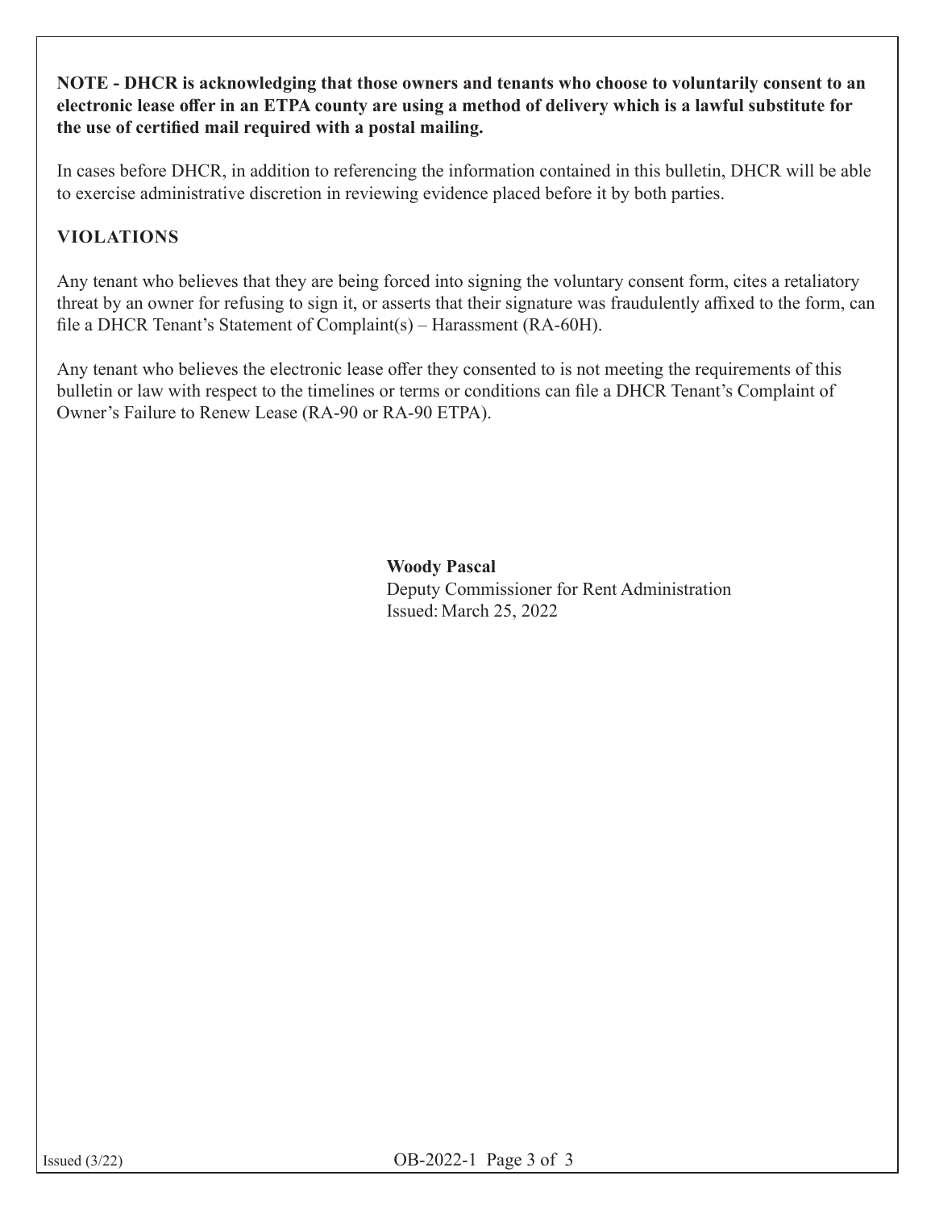**NOTE - DHCR is acknowledging that those owners and tenants who choose to voluntarily consent to an electronic lease offer in an ETPA county are using a method of delivery which is a lawful substitute for the use of certified mail required with a postal mailing.**

In cases before DHCR, in addition to referencing the information contained in this bulletin, DHCR will be able to exercise administrative discretion in reviewing evidence placed before it by both parties.

## VIOLATIONS

Any tenant who believes that they are being forced into signing the voluntary consent form, cites a retaliatory threat by an owner for refusing to sign it, or asserts that their signature was fraudulently affixed to the form, can file a DHCR Tenant's Statement of Complaint(s) – Harassment (RA-60H).

Any tenant who believes the electronic lease offer they consented to is not meeting the requirements of this bulletin or law with respect to the timelines or terms or conditions can file a DHCR Tenant's Complaint of Owner's Failure to Renew Lease (RA-90 or RA-90 ETPA).

**Woody Pascal**
Deputy Commissioner for Rent Administration
Issued: March 25, 2022